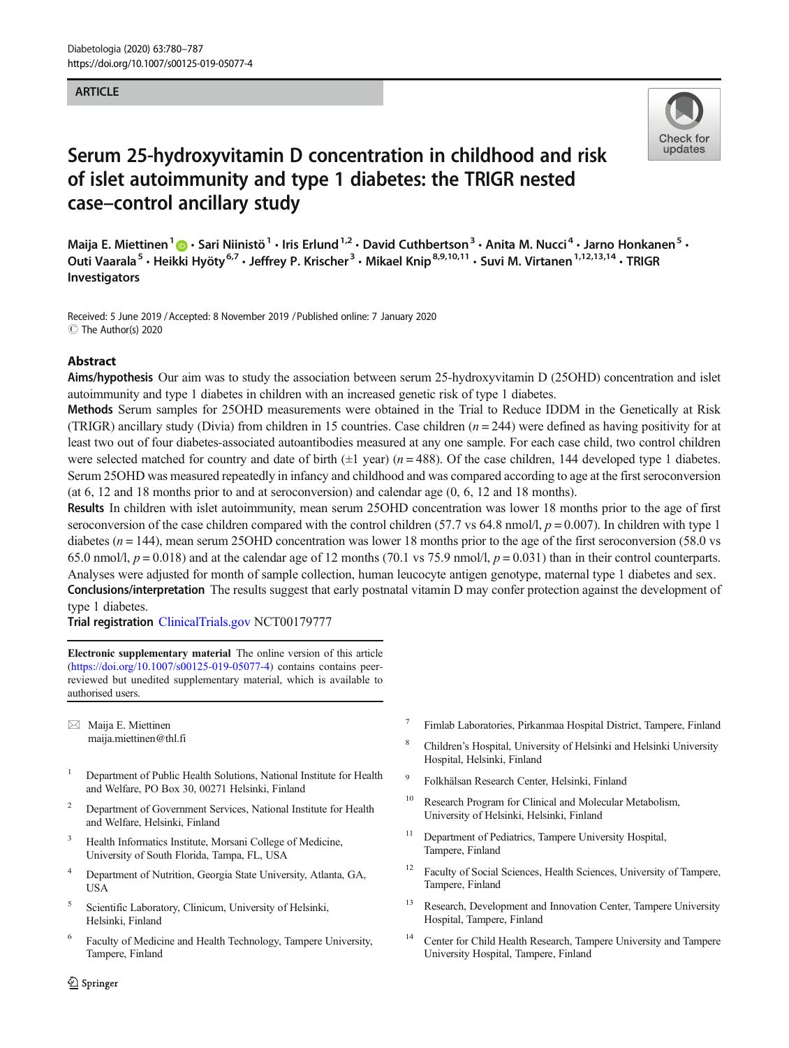ARTICLE

# Serum 25-hydroxyvitamin D concentration in childhood and risk of islet autoimmunity and type 1 diabetes: the TRIGR nested case–control ancillary study

Maija E. Miettinen[1] · Sari Niinistö[1] · Iris Erlund[1,2] · David Cuthbertson[3] · Anita M. Nucci[4] · Jarno Honkanen[5] · Outi Vaarala[5] · Heikki Hyöty[6,7] · Jeffrey P. Krischer[3] · Mikael Knip[8,9,10,11] · Suvi M. Virtanen[1,12,13,14] · TRIGR Investigators

Received: 5 June 2019 / Accepted: 8 November 2019 / Published online: 7 January 2020
© The Author(s) 2020

## Abstract

**Aims/hypothesis** Our aim was to study the association between serum 25-hydroxyvitamin D (25OHD) concentration and islet autoimmunity and type 1 diabetes in children with an increased genetic risk of type 1 diabetes.

**Methods** Serum samples for 25OHD measurements were obtained in the Trial to Reduce IDDM in the Genetically at Risk (TRIGR) ancillary study (Divia) from children in 15 countries. Case children ($n = 244$) were defined as having positivity for at least two out of four diabetes-associated autoantibodies measured at any one sample. For each case child, two control children were selected matched for country and date of birth (±1 year) ($n = 488$). Of the case children, 144 developed type 1 diabetes. Serum 25OHD was measured repeatedly in infancy and childhood and was compared according to age at the first seroconversion (at 6, 12 and 18 months prior to and at seroconversion) and calendar age (0, 6, 12 and 18 months).

**Results** In children with islet autoimmunity, mean serum 25OHD concentration was lower 18 months prior to the age of first seroconversion of the case children compared with the control children (57.7 vs 64.8 nmol/l, $p = 0.007$). In children with type 1 diabetes ($n = 144$), mean serum 25OHD concentration was lower 18 months prior to the age of the first seroconversion (58.0 vs 65.0 nmol/l, $p = 0.018$) and at the calendar age of 12 months (70.1 vs 75.9 nmol/l, $p = 0.031$) than in their control counterparts. Analyses were adjusted for month of sample collection, human leucocyte antigen genotype, maternal type 1 diabetes and sex.

**Conclusions/interpretation** The results suggest that early postnatal vitamin D may confer protection against the development of type 1 diabetes.

**Trial registration** ClinicalTrials.gov NCT00179777

**Electronic supplementary material** The online version of this article (https://doi.org/10.1007/s00125-019-05077-4) contains contains peer-reviewed but unedited supplementary material, which is available to authorised users.

✉ Maija E. Miettinen
maija.miettinen@thl.fi

1. Department of Public Health Solutions, National Institute for Health and Welfare, PO Box 30, 00271 Helsinki, Finland
2. Department of Government Services, National Institute for Health and Welfare, Helsinki, Finland
3. Health Informatics Institute, Morsani College of Medicine, University of South Florida, Tampa, FL, USA
4. Department of Nutrition, Georgia State University, Atlanta, GA, USA
5. Scientific Laboratory, Clinicum, University of Helsinki, Helsinki, Finland
6. Faculty of Medicine and Health Technology, Tampere University, Tampere, Finland
7. Fimlab Laboratories, Pirkanmaa Hospital District, Tampere, Finland
8. Children's Hospital, University of Helsinki and Helsinki University Hospital, Helsinki, Finland
9. Folkhälsan Research Center, Helsinki, Finland
10. Research Program for Clinical and Molecular Metabolism, University of Helsinki, Helsinki, Finland
11. Department of Pediatrics, Tampere University Hospital, Tampere, Finland
12. Faculty of Social Sciences, Health Sciences, University of Tampere, Tampere, Finland
13. Research, Development and Innovation Center, Tampere University Hospital, Tampere, Finland
14. Center for Child Health Research, Tampere University and Tampere University Hospital, Tampere, Finland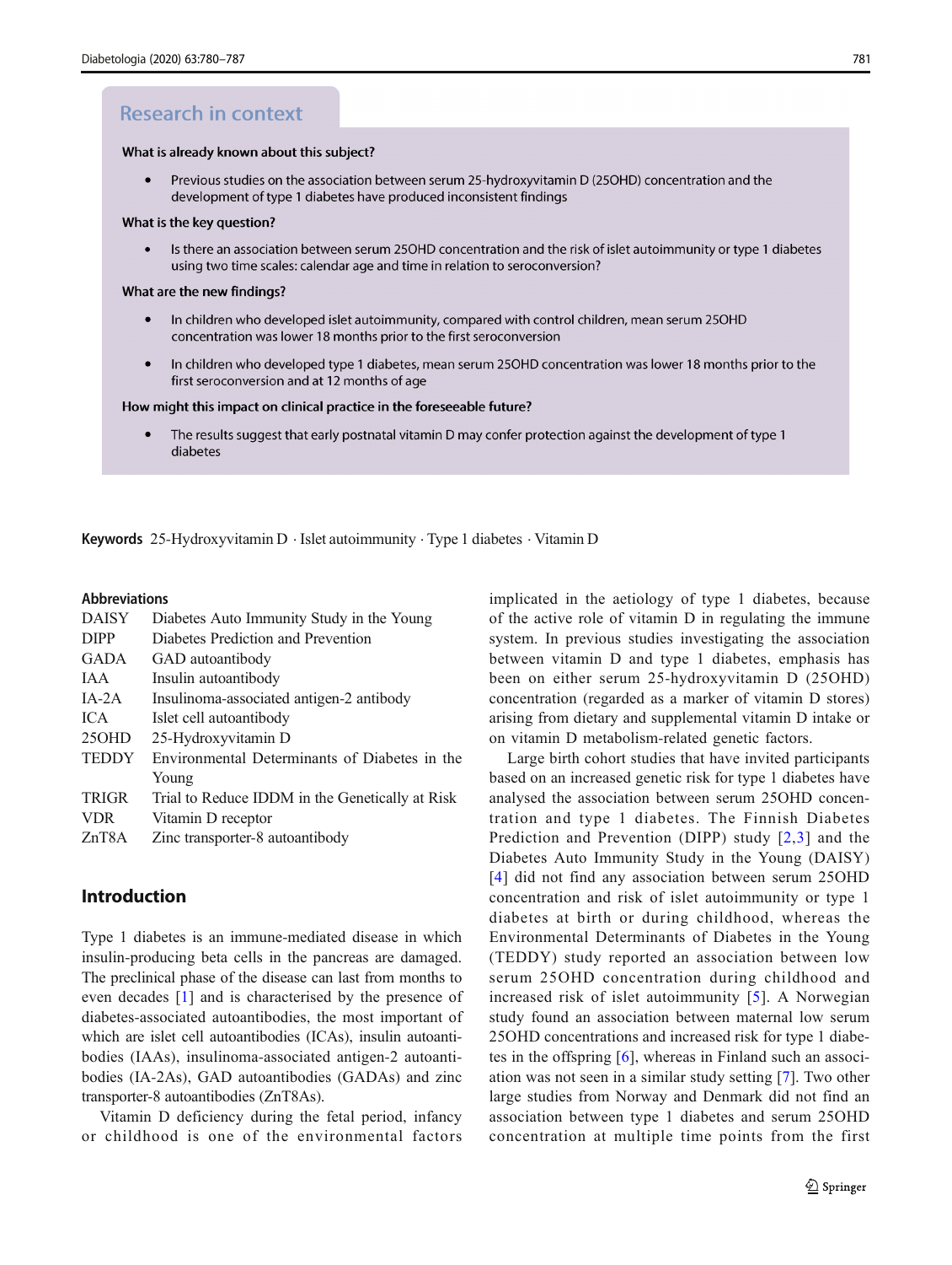## Research in context

**What is already known about this subject?**

- Previous studies on the association between serum 25-hydroxyvitamin D (25OHD) concentration and the development of type 1 diabetes have produced inconsistent findings

**What is the key question?**

- Is there an association between serum 25OHD concentration and the risk of islet autoimmunity or type 1 diabetes using two time scales: calendar age and time in relation to seroconversion?

**What are the new findings?**

- In children who developed islet autoimmunity, compared with control children, mean serum 25OHD concentration was lower 18 months prior to the first seroconversion
- In children who developed type 1 diabetes, mean serum 25OHD concentration was lower 18 months prior to the first seroconversion and at 12 months of age

**How might this impact on clinical practice in the foreseeable future?**

- The results suggest that early postnatal vitamin D may confer protection against the development of type 1 diabetes

**Keywords** 25-Hydroxyvitamin D · Islet autoimmunity · Type 1 diabetes · Vitamin D

**Abbreviations**

| | |
|---|---|
| DAISY | Diabetes Auto Immunity Study in the Young |
| DIPP | Diabetes Prediction and Prevention |
| GADA | GAD autoantibody |
| IAA | Insulin autoantibody |
| IA-2A | Insulinoma-associated antigen-2 antibody |
| ICA | Islet cell autoantibody |
| 25OHD | 25-Hydroxyvitamin D |
| TEDDY | Environmental Determinants of Diabetes in the Young |
| TRIGR | Trial to Reduce IDDM in the Genetically at Risk |
| VDR | Vitamin D receptor |
| ZnT8A | Zinc transporter-8 autoantibody |

## Introduction

Type 1 diabetes is an immune-mediated disease in which insulin-producing beta cells in the pancreas are damaged. The preclinical phase of the disease can last from months to even decades [1] and is characterised by the presence of diabetes-associated autoantibodies, the most important of which are islet cell autoantibodies (ICAs), insulin autoantibodies (IAAs), insulinoma-associated antigen-2 autoantibodies (IA-2As), GAD autoantibodies (GADAs) and zinc transporter-8 autoantibodies (ZnT8As).

Vitamin D deficiency during the fetal period, infancy or childhood is one of the environmental factors implicated in the aetiology of type 1 diabetes, because of the active role of vitamin D in regulating the immune system. In previous studies investigating the association between vitamin D and type 1 diabetes, emphasis has been on either serum 25-hydroxyvitamin D (25OHD) concentration (regarded as a marker of vitamin D stores) arising from dietary and supplemental vitamin D intake or on vitamin D metabolism-related genetic factors.

Large birth cohort studies that have invited participants based on an increased genetic risk for type 1 diabetes have analysed the association between serum 25OHD concentration and type 1 diabetes. The Finnish Diabetes Prediction and Prevention (DIPP) study [2,3] and the Diabetes Auto Immunity Study in the Young (DAISY) [4] did not find any association between serum 25OHD concentration and risk of islet autoimmunity or type 1 diabetes at birth or during childhood, whereas the Environmental Determinants of Diabetes in the Young (TEDDY) study reported an association between low serum 25OHD concentration during childhood and increased risk of islet autoimmunity [5]. A Norwegian study found an association between maternal low serum 25OHD concentrations and increased risk for type 1 diabetes in the offspring [6], whereas in Finland such an association was not seen in a similar study setting [7]. Two other large studies from Norway and Denmark did not find an association between type 1 diabetes and serum 25OHD concentration at multiple time points from the first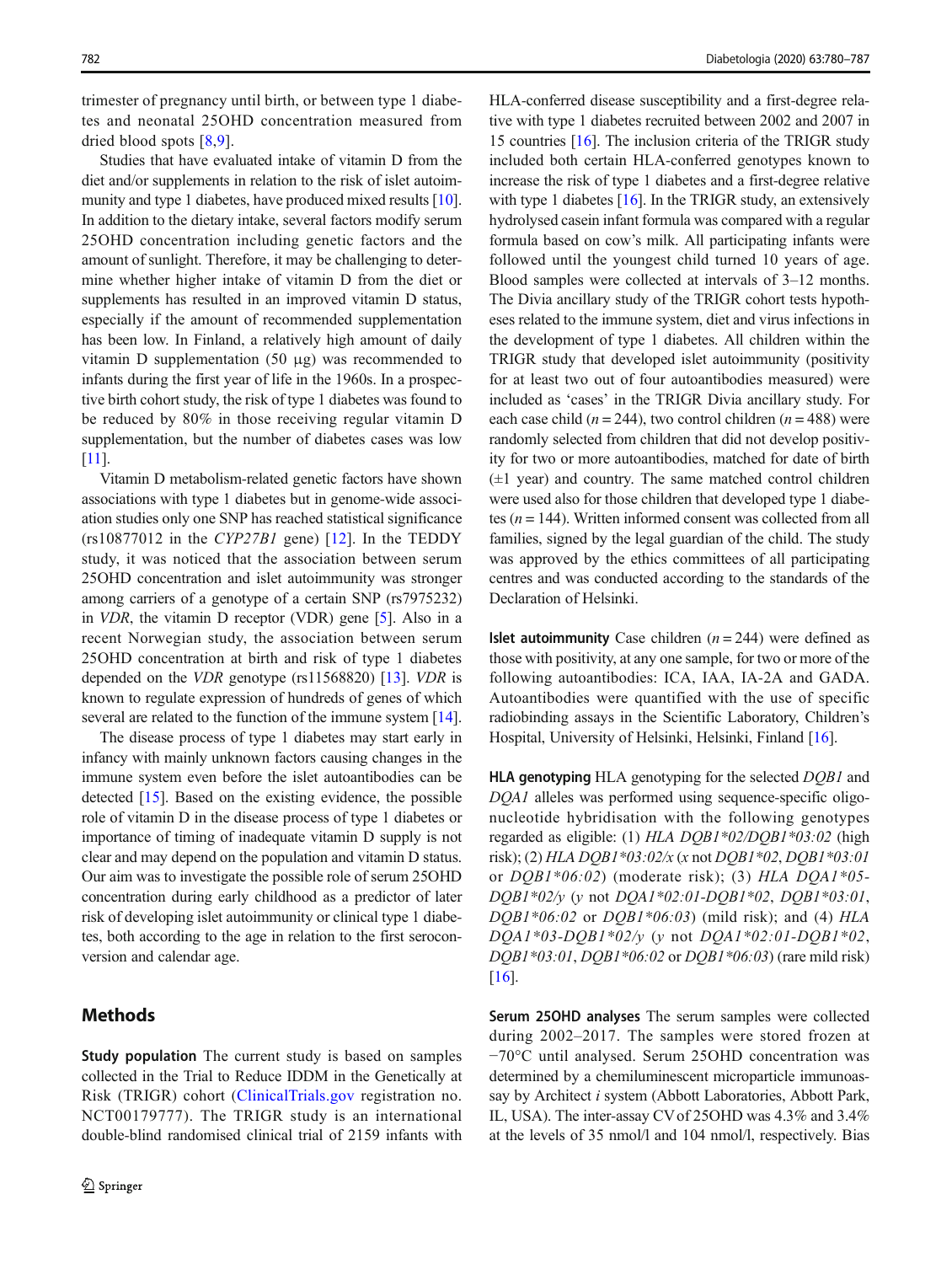trimester of pregnancy until birth, or between type 1 diabetes and neonatal 25OHD concentration measured from dried blood spots [8,9].

Studies that have evaluated intake of vitamin D from the diet and/or supplements in relation to the risk of islet autoimmunity and type 1 diabetes, have produced mixed results [10]. In addition to the dietary intake, several factors modify serum 25OHD concentration including genetic factors and the amount of sunlight. Therefore, it may be challenging to determine whether higher intake of vitamin D from the diet or supplements has resulted in an improved vitamin D status, especially if the amount of recommended supplementation has been low. In Finland, a relatively high amount of daily vitamin D supplementation (50 μg) was recommended to infants during the first year of life in the 1960s. In a prospective birth cohort study, the risk of type 1 diabetes was found to be reduced by 80% in those receiving regular vitamin D supplementation, but the number of diabetes cases was low [11].

Vitamin D metabolism-related genetic factors have shown associations with type 1 diabetes but in genome-wide association studies only one SNP has reached statistical significance (rs10877012 in the *CYP27B1* gene) [12]. In the TEDDY study, it was noticed that the association between serum 25OHD concentration and islet autoimmunity was stronger among carriers of a genotype of a certain SNP (rs7975232) in *VDR*, the vitamin D receptor (VDR) gene [5]. Also in a recent Norwegian study, the association between serum 25OHD concentration at birth and risk of type 1 diabetes depended on the *VDR* genotype (rs11568820) [13]. *VDR* is known to regulate expression of hundreds of genes of which several are related to the function of the immune system [14].

The disease process of type 1 diabetes may start early in infancy with mainly unknown factors causing changes in the immune system even before the islet autoantibodies can be detected [15]. Based on the existing evidence, the possible role of vitamin D in the disease process of type 1 diabetes or importance of timing of inadequate vitamin D supply is not clear and may depend on the population and vitamin D status. Our aim was to investigate the possible role of serum 25OHD concentration during early childhood as a predictor of later risk of developing islet autoimmunity or clinical type 1 diabetes, both according to the age in relation to the first seroconversion and calendar age.

## Methods

**Study population** The current study is based on samples collected in the Trial to Reduce IDDM in the Genetically at Risk (TRIGR) cohort (ClinicalTrials.gov registration no. NCT00179777). The TRIGR study is an international double-blind randomised clinical trial of 2159 infants with HLA-conferred disease susceptibility and a first-degree relative with type 1 diabetes recruited between 2002 and 2007 in 15 countries [16]. The inclusion criteria of the TRIGR study included both certain HLA-conferred genotypes known to increase the risk of type 1 diabetes and a first-degree relative with type 1 diabetes [16]. In the TRIGR study, an extensively hydrolysed casein infant formula was compared with a regular formula based on cow's milk. All participating infants were followed until the youngest child turned 10 years of age. Blood samples were collected at intervals of 3–12 months. The Divia ancillary study of the TRIGR cohort tests hypotheses related to the immune system, diet and virus infections in the development of type 1 diabetes. All children within the TRIGR study that developed islet autoimmunity (positivity for at least two out of four autoantibodies measured) were included as 'cases' in the TRIGR Divia ancillary study. For each case child ($n = 244$), two control children ($n = 488$) were randomly selected from children that did not develop positivity for two or more autoantibodies, matched for date of birth (±1 year) and country. The same matched control children were used also for those children that developed type 1 diabetes ($n = 144$). Written informed consent was collected from all families, signed by the legal guardian of the child. The study was approved by the ethics committees of all participating centres and was conducted according to the standards of the Declaration of Helsinki.

**Islet autoimmunity** Case children ($n = 244$) were defined as those with positivity, at any one sample, for two or more of the following autoantibodies: ICA, IAA, IA-2A and GADA. Autoantibodies were quantified with the use of specific radiobinding assays in the Scientific Laboratory, Children's Hospital, University of Helsinki, Helsinki, Finland [16].

**HLA genotyping** HLA genotyping for the selected *DQB1* and *DQA1* alleles was performed using sequence-specific oligonucleotide hybridisation with the following genotypes regarded as eligible: (1) *HLA DQB1\*02/DQB1\*03:02* (high risk); (2) *HLA DQB1\*03:02/x* (*x* not *DQB1\*02*, *DQB1\*03:01* or *DQB1\*06:02*) (moderate risk); (3) *HLA DQA1\*05-DQB1\*02/y* (*y* not *DQA1\*02:01-DQB1\*02*, *DQB1\*03:01*, *DQB1\*06:02* or *DQB1\*06:03*) (mild risk); and (4) *HLA DQA1\*03-DQB1\*02/y* (*y* not *DQA1\*02:01-DQB1\*02*, *DQB1\*03:01*, *DQB1\*06:02* or *DQB1\*06:03*) (rare mild risk) [16].

**Serum 25OHD analyses** The serum samples were collected during 2002–2017. The samples were stored frozen at −70°C until analysed. Serum 25OHD concentration was determined by a chemiluminescent microparticle immunoassay by Architect *i* system (Abbott Laboratories, Abbott Park, IL, USA). The inter-assay CV of 25OHD was 4.3% and 3.4% at the levels of 35 nmol/l and 104 nmol/l, respectively. Bias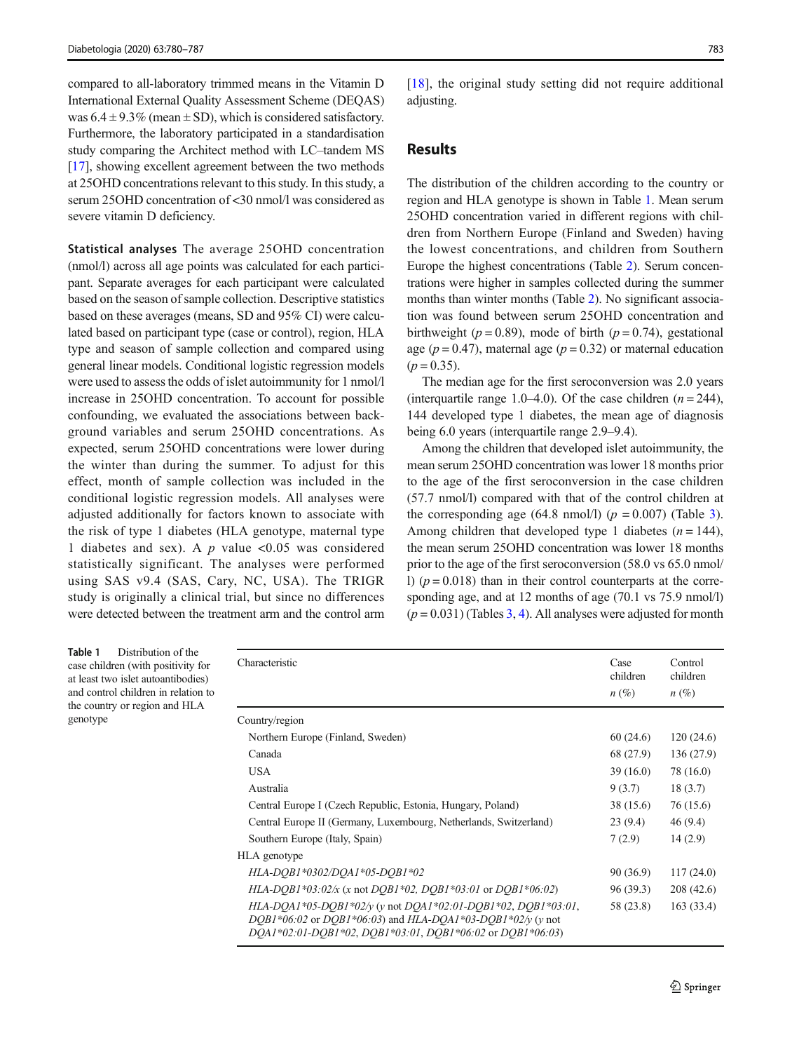compared to all-laboratory trimmed means in the Vitamin D International External Quality Assessment Scheme (DEQAS) was $6.4 \pm 9.3\%$ (mean ± SD), which is considered satisfactory. Furthermore, the laboratory participated in a standardisation study comparing the Architect method with LC–tandem MS [17], showing excellent agreement between the two methods at 25OHD concentrations relevant to this study. In this study, a serum 25OHD concentration of <30 nmol/l was considered as severe vitamin D deficiency.

**Statistical analyses** The average 25OHD concentration (nmol/l) across all age points was calculated for each participant. Separate averages for each participant were calculated based on the season of sample collection. Descriptive statistics based on these averages (means, SD and 95% CI) were calculated based on participant type (case or control), region, HLA type and season of sample collection and compared using general linear models. Conditional logistic regression models were used to assess the odds of islet autoimmunity for 1 nmol/l increase in 25OHD concentration. To account for possible confounding, we evaluated the associations between background variables and serum 25OHD concentrations. As expected, serum 25OHD concentrations were lower during the winter than during the summer. To adjust for this effect, month of sample collection was included in the conditional logistic regression models. All analyses were adjusted additionally for factors known to associate with the risk of type 1 diabetes (HLA genotype, maternal type 1 diabetes and sex). A $p$ value <0.05 was considered statistically significant. The analyses were performed using SAS v9.4 (SAS, Cary, NC, USA). The TRIGR study is originally a clinical trial, but since no differences were detected between the treatment arm and the control arm [18], the original study setting did not require additional adjusting.

## Results

The distribution of the children according to the country or region and HLA genotype is shown in Table 1. Mean serum 25OHD concentration varied in different regions with children from Northern Europe (Finland and Sweden) having the lowest concentrations, and children from Southern Europe the highest concentrations (Table 2). Serum concentrations were higher in samples collected during the summer months than winter months (Table 2). No significant association was found between serum 25OHD concentration and birthweight ($p = 0.89$), mode of birth ($p = 0.74$), gestational age ($p = 0.47$), maternal age ($p = 0.32$) or maternal education ($p = 0.35$).

The median age for the first seroconversion was 2.0 years (interquartile range 1.0–4.0). Of the case children ($n = 244$), 144 developed type 1 diabetes, the mean age of diagnosis being 6.0 years (interquartile range 2.9–9.4).

Among the children that developed islet autoimmunity, the mean serum 25OHD concentration was lower 18 months prior to the age of the first seroconversion in the case children (57.7 nmol/l) compared with that of the control children at the corresponding age (64.8 nmol/l) ($p = 0.007$) (Table 3). Among children that developed type 1 diabetes ($n = 144$), the mean serum 25OHD concentration was lower 18 months prior to the age of the first seroconversion (58.0 vs 65.0 nmol/l) ($p = 0.018$) than in their control counterparts at the corresponding age, and at 12 months of age (70.1 vs 75.9 nmol/l) ($p = 0.031$) (Tables 3, 4). All analyses were adjusted for month

**Table 1** Distribution of the case children (with positivity for at least two islet autoantibodies) and control children in relation to the country or region and HLA genotype

| Characteristic | Case children n (%) | Control children n (%) |
|---|---|---|
| Country/region | | |
| Northern Europe (Finland, Sweden) | 60 (24.6) | 120 (24.6) |
| Canada | 68 (27.9) | 136 (27.9) |
| USA | 39 (16.0) | 78 (16.0) |
| Australia | 9 (3.7) | 18 (3.7) |
| Central Europe I (Czech Republic, Estonia, Hungary, Poland) | 38 (15.6) | 76 (15.6) |
| Central Europe II (Germany, Luxembourg, Netherlands, Switzerland) | 23 (9.4) | 46 (9.4) |
| Southern Europe (Italy, Spain) | 7 (2.9) | 14 (2.9) |
| HLA genotype | | |
| *HLA-DQB1*0302/DQA1*05-DQB1*02* | 90 (36.9) | 117 (24.0) |
| *HLA-DQB1*03:02/x* (*x* not *DQB1*02, DQB1*03:01* or *DQB1*06:02*) | 96 (39.3) | 208 (42.6) |
| *HLA-DQA1*05-DQB1*02/y* (*y* not *DQA1*02:01-DQB1*02, DQB1*03:01, DQB1*06:02* or *DQB1*06:03*) and *HLA-DQA1*03-DQB1*02/y* (*y* not *DQA1*02:01-DQB1*02, DQB1*03:01, DQB1*06:02* or *DQB1*06:03*) | 58 (23.8) | 163 (33.4) |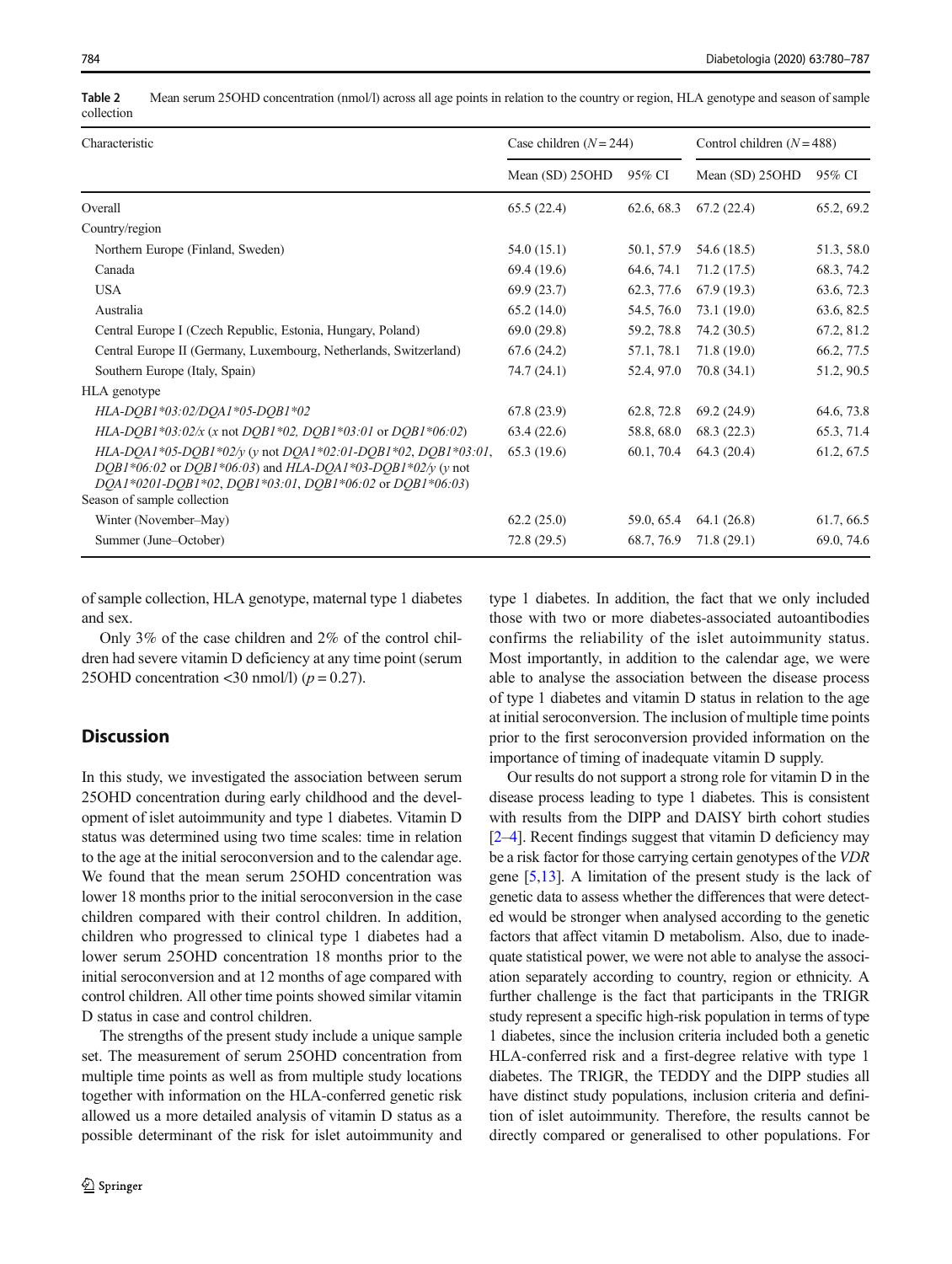**Table 2** Mean serum 25OHD concentration (nmol/l) across all age points in relation to the country or region, HLA genotype and season of sample collection

| Characteristic | Case children ($N = 244$) | | Control children ($N = 488$) | |
|---|---|---|---|---|
| | Mean (SD) 25OHD | 95% CI | Mean (SD) 25OHD | 95% CI |
| Overall | 65.5 (22.4) | 62.6, 68.3 | 67.2 (22.4) | 65.2, 69.2 |
| Country/region | | | | |
| Northern Europe (Finland, Sweden) | 54.0 (15.1) | 50.1, 57.9 | 54.6 (18.5) | 51.3, 58.0 |
| Canada | 69.4 (19.6) | 64.6, 74.1 | 71.2 (17.5) | 68.3, 74.2 |
| USA | 69.9 (23.7) | 62.3, 77.6 | 67.9 (19.3) | 63.6, 72.3 |
| Australia | 65.2 (14.0) | 54.5, 76.0 | 73.1 (19.0) | 63.6, 82.5 |
| Central Europe I (Czech Republic, Estonia, Hungary, Poland) | 69.0 (29.8) | 59.2, 78.8 | 74.2 (30.5) | 67.2, 81.2 |
| Central Europe II (Germany, Luxembourg, Netherlands, Switzerland) | 67.6 (24.2) | 57.1, 78.1 | 71.8 (19.0) | 66.2, 77.5 |
| Southern Europe (Italy, Spain) | 74.7 (24.1) | 52.4, 97.0 | 70.8 (34.1) | 51.2, 90.5 |
| HLA genotype | | | | |
| *HLA-DQB1*03:02/DQA1*05-DQB1*02* | 67.8 (23.9) | 62.8, 72.8 | 69.2 (24.9) | 64.6, 73.8 |
| *HLA-DQB1*03:02/x* (*x* not *DQB1*02, DQB1*03:01* or *DQB1*06:02*) | 63.4 (22.6) | 58.8, 68.0 | 68.3 (22.3) | 65.3, 71.4 |
| *HLA-DQA1*05-DQB1*02/y* (*y* not *DQA1*02:01-DQB1*02, DQB1*03:01, DQB1*06:02* or *DQB1*06:03*) and *HLA-DQA1*03-DQB1*02/y* (*y* not *DQA1*0201-DQB1*02, DQB1*03:01, DQB1*06:02* or *DQB1*06:03*) | 65.3 (19.6) | 60.1, 70.4 | 64.3 (20.4) | 61.2, 67.5 |
| Season of sample collection | | | | |
| Winter (November–May) | 62.2 (25.0) | 59.0, 65.4 | 64.1 (26.8) | 61.7, 66.5 |
| Summer (June–October) | 72.8 (29.5) | 68.7, 76.9 | 71.8 (29.1) | 69.0, 74.6 |

of sample collection, HLA genotype, maternal type 1 diabetes and sex.

Only 3% of the case children and 2% of the control children had severe vitamin D deficiency at any time point (serum 25OHD concentration <30 nmol/l) ($p = 0.27$).

## Discussion

In this study, we investigated the association between serum 25OHD concentration during early childhood and the development of islet autoimmunity and type 1 diabetes. Vitamin D status was determined using two time scales: time in relation to the age at the initial seroconversion and to the calendar age. We found that the mean serum 25OHD concentration was lower 18 months prior to the initial seroconversion in the case children compared with their control children. In addition, children who progressed to clinical type 1 diabetes had a lower serum 25OHD concentration 18 months prior to the initial seroconversion and at 12 months of age compared with control children. All other time points showed similar vitamin D status in case and control children.

The strengths of the present study include a unique sample set. The measurement of serum 25OHD concentration from multiple time points as well as from multiple study locations together with information on the HLA-conferred genetic risk allowed us a more detailed analysis of vitamin D status as a possible determinant of the risk for islet autoimmunity and type 1 diabetes. In addition, the fact that we only included those with two or more diabetes-associated autoantibodies confirms the reliability of the islet autoimmunity status. Most importantly, in addition to the calendar age, we were able to analyse the association between the disease process of type 1 diabetes and vitamin D status in relation to the age at initial seroconversion. The inclusion of multiple time points prior to the first seroconversion provided information on the importance of timing of inadequate vitamin D supply.

Our results do not support a strong role for vitamin D in the disease process leading to type 1 diabetes. This is consistent with results from the DIPP and DAISY birth cohort studies [2–4]. Recent findings suggest that vitamin D deficiency may be a risk factor for those carrying certain genotypes of the *VDR* gene [5,13]. A limitation of the present study is the lack of genetic data to assess whether the differences that were detected would be stronger when analysed according to the genetic factors that affect vitamin D metabolism. Also, due to inadequate statistical power, we were not able to analyse the association separately according to country, region or ethnicity. A further challenge is the fact that participants in the TRIGR study represent a specific high-risk population in terms of type 1 diabetes, since the inclusion criteria included both a genetic HLA-conferred risk and a first-degree relative with type 1 diabetes. The TRIGR, the TEDDY and the DIPP studies all have distinct study populations, inclusion criteria and definition of islet autoimmunity. Therefore, the results cannot be directly compared or generalised to other populations. For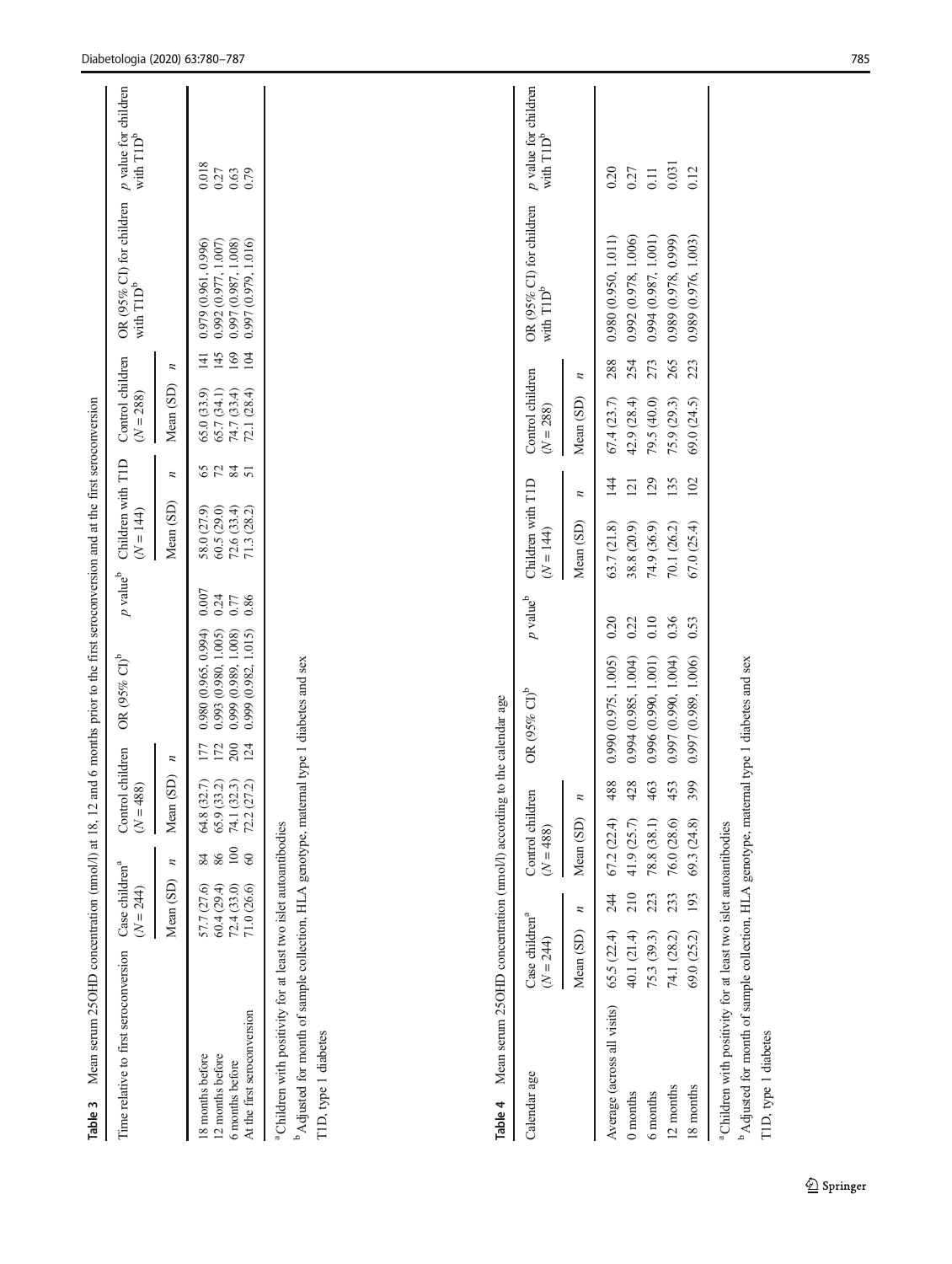**Table 3** Mean serum 25OHD concentration (nmol/l) at 18, 12 and 6 months prior to the first seroconversion and at the first seroconversion

| Time relative to first seroconversion | Case children[a] ($N = 244$) | | Control children ($N = 488$) | | OR (95% CI)[b] | *p* value[b] | Children with T1D ($N = 144$) | | Control children ($N = 288$) | | OR (95% CI) for children with T1D[b] | *p* value for children with T1D[b] |
|---|---|---|---|---|---|---|---|---|---|---|---|---|
| | Mean (SD) | *n* | Mean (SD) | *n* | | | Mean (SD) | *n* | Mean (SD) | *n* | | |
| 18 months before | 57.7 (27.6) | 84 | 64.8 (32.7) | 177 | 0.980 (0.965, 0.994) | 0.007 | 58.0 (27.9) | 65 | 65.0 (33.9) | 141 | 0.979 (0.961, 0.996) | 0.018 |
| 12 months before | 60.4 (29.4) | 86 | 65.9 (33.2) | 172 | 0.993 (0.980, 1.005) | 0.24 | 60.5 (29.0) | 72 | 65.7 (34.1) | 145 | 0.992 (0.977, 1.007) | 0.27 |
| 6 months before | 72.4 (33.0) | 100 | 74.1 (32.3) | 200 | 0.999 (0.989, 1.008) | 0.77 | 72.6 (33.4) | 84 | 74.7 (33.4) | 169 | 0.997 (0.987, 1.008) | 0.63 |
| At the first seroconversion | 71.0 (26.6) | 60 | 72.2 (27.2) | 124 | 0.999 (0.982, 1.015) | 0.86 | 71.3 (28.2) | 51 | 72.1 (28.4) | 104 | 0.997 (0.979, 1.016) | 0.79 |

[a] Children with positivity for at least two islet autoantibodies

[b] Adjusted for month of sample collection, HLA genotype, maternal type 1 diabetes and sex

T1D, type 1 diabetes

**Table 4** Mean serum 25OHD concentration (nmol/l) according to the calendar age

| Calendar age | Case children[a] ($N = 244$) | | Control children ($N = 488$) | | OR (95% CI)[b] | *p* value[b] | Children with T1D ($N = 144$) | | Control children ($N = 288$) | | OR (95% CI) for children with T1D[b] | *p* value for children with T1D[b] |
|---|---|---|---|---|---|---|---|---|---|---|---|---|
| | Mean (SD) | *n* | Mean (SD) | *n* | | | Mean (SD) | *n* | Mean (SD) | *n* | | |
| Average (across all visits) | 65.5 (22.4) | 244 | 67.2 (22.4) | 488 | 0.990 (0.975, 1.005) | 0.20 | 63.7 (21.8) | 144 | 67.4 (23.7) | 288 | 0.980 (0.950, 1.011) | 0.20 |
| 0 months | 40.1 (21.4) | 210 | 41.9 (25.7) | 428 | 0.994 (0.985, 1.004) | 0.22 | 38.8 (20.9) | 121 | 42.9 (28.4) | 254 | 0.992 (0.978, 1.006) | 0.27 |
| 6 months | 75.3 (39.3) | 223 | 78.8 (38.1) | 463 | 0.996 (0.990, 1.001) | 0.10 | 74.9 (36.9) | 129 | 79.5 (40.0) | 273 | 0.994 (0.987, 1.001) | 0.11 |
| 12 months | 74.1 (28.2) | 233 | 76.0 (28.6) | 453 | 0.997 (0.990, 1.004) | 0.36 | 70.1 (26.2) | 135 | 75.9 (29.3) | 265 | 0.989 (0.978, 0.999) | 0.031 |
| 18 months | 69.0 (25.2) | 193 | 69.3 (24.8) | 399 | 0.997 (0.989, 1.006) | 0.53 | 67.0 (25.4) | 102 | 69.0 (24.5) | 223 | 0.989 (0.976, 1.003) | 0.12 |

[a] Children with positivity for at least two islet autoantibodies

[b] Adjusted for month of sample collection, HLA genotype, maternal type 1 diabetes and sex

T1D, type 1 diabetes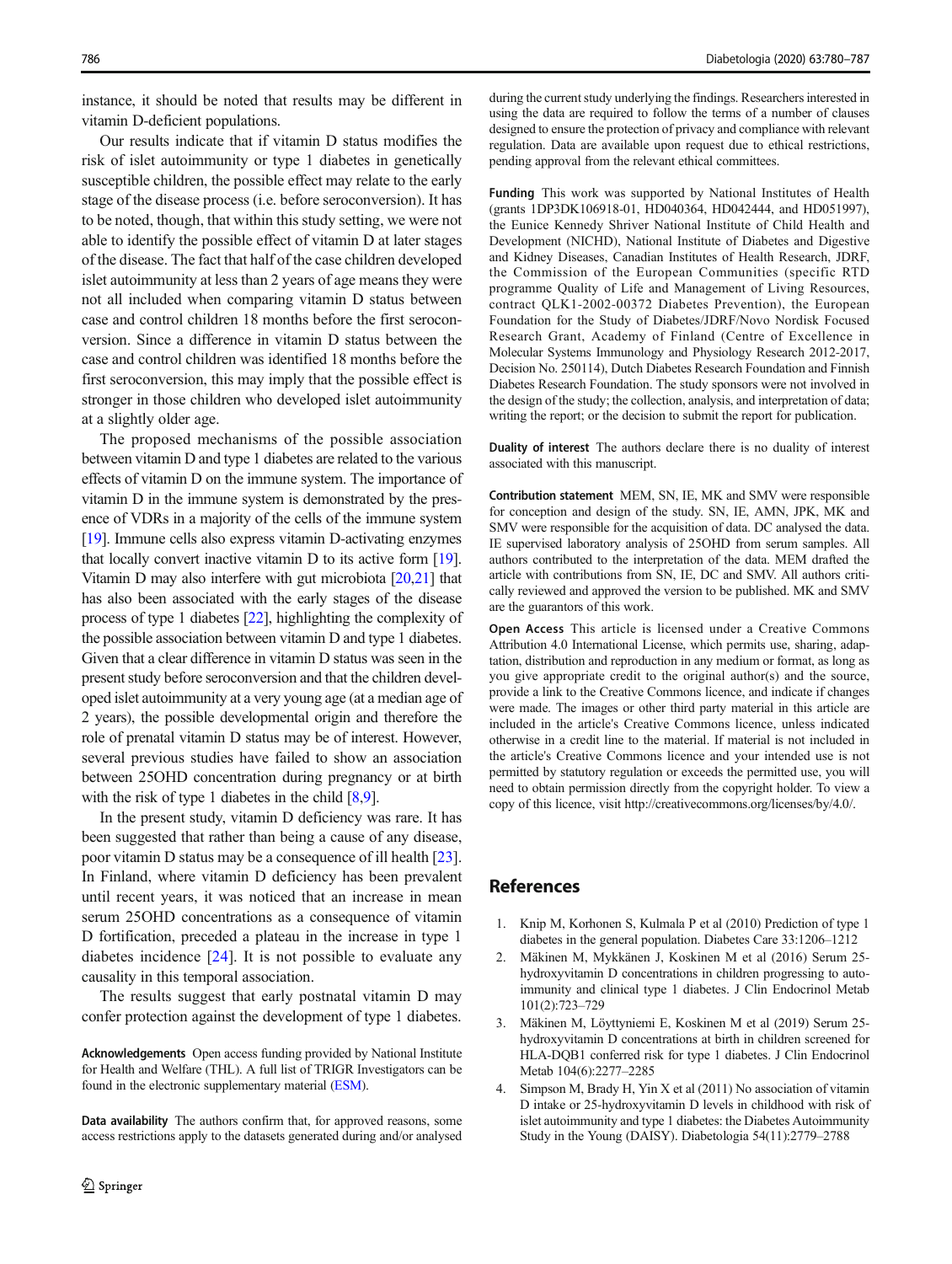instance, it should be noted that results may be different in vitamin D-deficient populations.

Our results indicate that if vitamin D status modifies the risk of islet autoimmunity or type 1 diabetes in genetically susceptible children, the possible effect may relate to the early stage of the disease process (i.e. before seroconversion). It has to be noted, though, that within this study setting, we were not able to identify the possible effect of vitamin D at later stages of the disease. The fact that half of the case children developed islet autoimmunity at less than 2 years of age means they were not all included when comparing vitamin D status between case and control children 18 months before the first seroconversion. Since a difference in vitamin D status between the case and control children was identified 18 months before the first seroconversion, this may imply that the possible effect is stronger in those children who developed islet autoimmunity at a slightly older age.

The proposed mechanisms of the possible association between vitamin D and type 1 diabetes are related to the various effects of vitamin D on the immune system. The importance of vitamin D in the immune system is demonstrated by the presence of VDRs in a majority of the cells of the immune system [19]. Immune cells also express vitamin D-activating enzymes that locally convert inactive vitamin D to its active form [19]. Vitamin D may also interfere with gut microbiota [20,21] that has also been associated with the early stages of the disease process of type 1 diabetes [22], highlighting the complexity of the possible association between vitamin D and type 1 diabetes. Given that a clear difference in vitamin D status was seen in the present study before seroconversion and that the children developed islet autoimmunity at a very young age (at a median age of 2 years), the possible developmental origin and therefore the role of prenatal vitamin D status may be of interest. However, several previous studies have failed to show an association between 25OHD concentration during pregnancy or at birth with the risk of type 1 diabetes in the child [8,9].

In the present study, vitamin D deficiency was rare. It has been suggested that rather than being a cause of any disease, poor vitamin D status may be a consequence of ill health [23]. In Finland, where vitamin D deficiency has been prevalent until recent years, it was noticed that an increase in mean serum 25OHD concentrations as a consequence of vitamin D fortification, preceded a plateau in the increase in type 1 diabetes incidence [24]. It is not possible to evaluate any causality in this temporal association.

The results suggest that early postnatal vitamin D may confer protection against the development of type 1 diabetes.

**Acknowledgements** Open access funding provided by National Institute for Health and Welfare (THL). A full list of TRIGR Investigators can be found in the electronic supplementary material (ESM).

**Data availability** The authors confirm that, for approved reasons, some access restrictions apply to the datasets generated during and/or analysed during the current study underlying the findings. Researchers interested in using the data are required to follow the terms of a number of clauses designed to ensure the protection of privacy and compliance with relevant regulation. Data are available upon request due to ethical restrictions, pending approval from the relevant ethical committees.

**Funding** This work was supported by National Institutes of Health (grants 1DP3DK106918-01, HD040364, HD042444, and HD051997), the Eunice Kennedy Shriver National Institute of Child Health and Development (NICHD), National Institute of Diabetes and Digestive and Kidney Diseases, Canadian Institutes of Health Research, JDRF, the Commission of the European Communities (specific RTD programme Quality of Life and Management of Living Resources, contract QLK1-2002-00372 Diabetes Prevention), the European Foundation for the Study of Diabetes/JDRF/Novo Nordisk Focused Research Grant, Academy of Finland (Centre of Excellence in Molecular Systems Immunology and Physiology Research 2012-2017, Decision No. 250114), Dutch Diabetes Research Foundation and Finnish Diabetes Research Foundation. The study sponsors were not involved in the design of the study; the collection, analysis, and interpretation of data; writing the report; or the decision to submit the report for publication.

**Duality of interest** The authors declare there is no duality of interest associated with this manuscript.

**Contribution statement** MEM, SN, IE, MK and SMV were responsible for conception and design of the study. SN, IE, AMN, JPK, MK and SMV were responsible for the acquisition of data. DC analysed the data. IE supervised laboratory analysis of 25OHD from serum samples. All authors contributed to the interpretation of the data. MEM drafted the article with contributions from SN, IE, DC and SMV. All authors critically reviewed and approved the version to be published. MK and SMV are the guarantors of this work.

**Open Access** This article is licensed under a Creative Commons Attribution 4.0 International License, which permits use, sharing, adaptation, distribution and reproduction in any medium or format, as long as you give appropriate credit to the original author(s) and the source, provide a link to the Creative Commons licence, and indicate if changes were made. The images or other third party material in this article are included in the article's Creative Commons licence, unless indicated otherwise in a credit line to the material. If material is not included in the article's Creative Commons licence and your intended use is not permitted by statutory regulation or exceeds the permitted use, you will need to obtain permission directly from the copyright holder. To view a copy of this licence, visit http://creativecommons.org/licenses/by/4.0/.

## References

1. Knip M, Korhonen S, Kulmala P et al (2010) Prediction of type 1 diabetes in the general population. Diabetes Care 33:1206–1212
2. Mäkinen M, Mykkänen J, Koskinen M et al (2016) Serum 25-hydroxyvitamin D concentrations in children progressing to autoimmunity and clinical type 1 diabetes. J Clin Endocrinol Metab 101(2):723–729
3. Mäkinen M, Löyttyniemi E, Koskinen M et al (2019) Serum 25-hydroxyvitamin D concentrations at birth in children screened for HLA-DQB1 conferred risk for type 1 diabetes. J Clin Endocrinol Metab 104(6):2277–2285
4. Simpson M, Brady H, Yin X et al (2011) No association of vitamin D intake or 25-hydroxyvitamin D levels in childhood with risk of islet autoimmunity and type 1 diabetes: the Diabetes Autoimmunity Study in the Young (DAISY). Diabetologia 54(11):2779–2788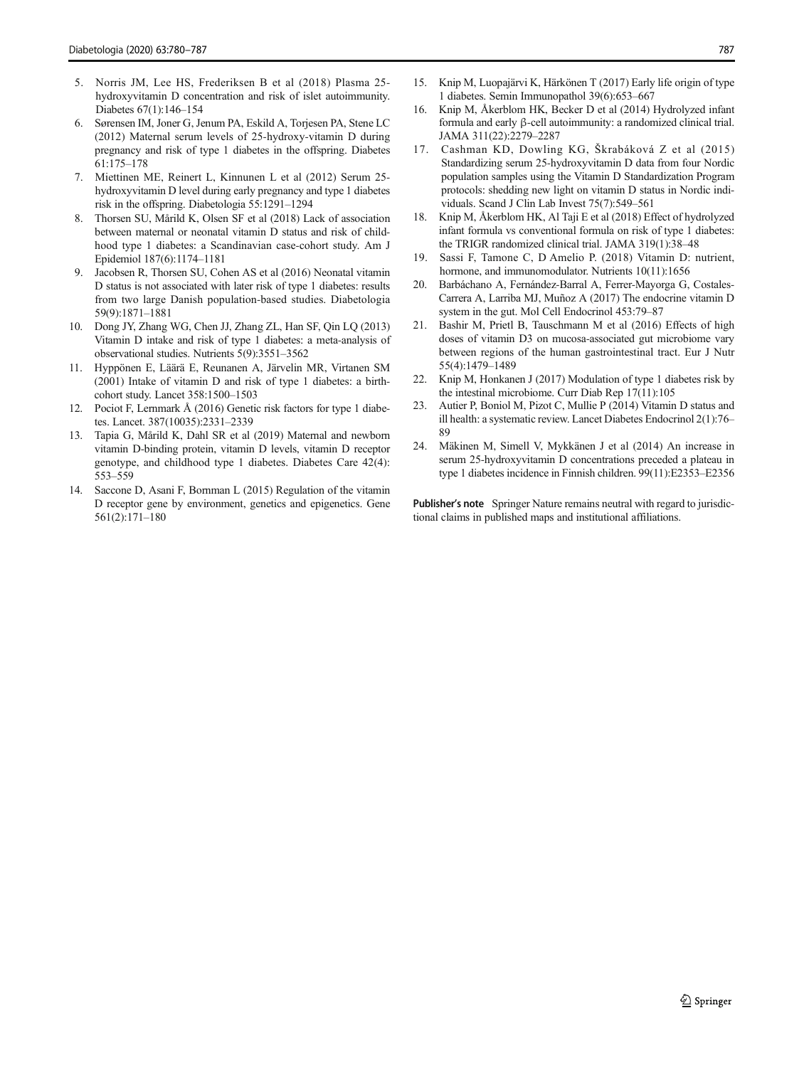5. Norris JM, Lee HS, Frederiksen B et al (2018) Plasma 25-hydroxyvitamin D concentration and risk of islet autoimmunity. Diabetes 67(1):146–154
6. Sørensen IM, Joner G, Jenum PA, Eskild A, Torjesen PA, Stene LC (2012) Maternal serum levels of 25-hydroxy-vitamin D during pregnancy and risk of type 1 diabetes in the offspring. Diabetes 61:175–178
7. Miettinen ME, Reinert L, Kinnunen L et al (2012) Serum 25-hydroxyvitamin D level during early pregnancy and type 1 diabetes risk in the offspring. Diabetologia 55:1291–1294
8. Thorsen SU, Mårild K, Olsen SF et al (2018) Lack of association between maternal or neonatal vitamin D status and risk of childhood type 1 diabetes: a Scandinavian case-cohort study. Am J Epidemiol 187(6):1174–1181
9. Jacobsen R, Thorsen SU, Cohen AS et al (2016) Neonatal vitamin D status is not associated with later risk of type 1 diabetes: results from two large Danish population-based studies. Diabetologia 59(9):1871–1881
10. Dong JY, Zhang WG, Chen JJ, Zhang ZL, Han SF, Qin LQ (2013) Vitamin D intake and risk of type 1 diabetes: a meta-analysis of observational studies. Nutrients 5(9):3551–3562
11. Hyppönen E, Läärä E, Reunanen A, Järvelin MR, Virtanen SM (2001) Intake of vitamin D and risk of type 1 diabetes: a birth-cohort study. Lancet 358:1500–1503
12. Pociot F, Lernmark Å (2016) Genetic risk factors for type 1 diabetes. Lancet. 387(10035):2331–2339
13. Tapia G, Mårild K, Dahl SR et al (2019) Maternal and newborn vitamin D-binding protein, vitamin D levels, vitamin D receptor genotype, and childhood type 1 diabetes. Diabetes Care 42(4): 553–559
14. Saccone D, Asani F, Bornman L (2015) Regulation of the vitamin D receptor gene by environment, genetics and epigenetics. Gene 561(2):171–180
15. Knip M, Luopajärvi K, Härkönen T (2017) Early life origin of type 1 diabetes. Semin Immunopathol 39(6):653–667
16. Knip M, Åkerblom HK, Becker D et al (2014) Hydrolyzed infant formula and early β-cell autoimmunity: a randomized clinical trial. JAMA 311(22):2279–2287
17. Cashman KD, Dowling KG, Škrabáková Z et al (2015) Standardizing serum 25-hydroxyvitamin D data from four Nordic population samples using the Vitamin D Standardization Program protocols: shedding new light on vitamin D status in Nordic individuals. Scand J Clin Lab Invest 75(7):549–561
18. Knip M, Åkerblom HK, Al Taji E et al (2018) Effect of hydrolyzed infant formula vs conventional formula on risk of type 1 diabetes: the TRIGR randomized clinical trial. JAMA 319(1):38–48
19. Sassi F, Tamone C, D Amelio P. (2018) Vitamin D: nutrient, hormone, and immunomodulator. Nutrients 10(11):1656
20. Barbáchano A, Fernández-Barral A, Ferrer-Mayorga G, Costales-Carrera A, Larriba MJ, Muñoz A (2017) The endocrine vitamin D system in the gut. Mol Cell Endocrinol 453:79–87
21. Bashir M, Prietl B, Tauschmann M et al (2016) Effects of high doses of vitamin D3 on mucosa-associated gut microbiome vary between regions of the human gastrointestinal tract. Eur J Nutr 55(4):1479–1489
22. Knip M, Honkanen J (2017) Modulation of type 1 diabetes risk by the intestinal microbiome. Curr Diab Rep 17(11):105
23. Autier P, Boniol M, Pizot C, Mullie P (2014) Vitamin D status and ill health: a systematic review. Lancet Diabetes Endocrinol 2(1):76–89
24. Mäkinen M, Simell V, Mykkänen J et al (2014) An increase in serum 25-hydroxyvitamin D concentrations preceded a plateau in type 1 diabetes incidence in Finnish children. 99(11):E2353–E2356

**Publisher's note** Springer Nature remains neutral with regard to jurisdictional claims in published maps and institutional affiliations.